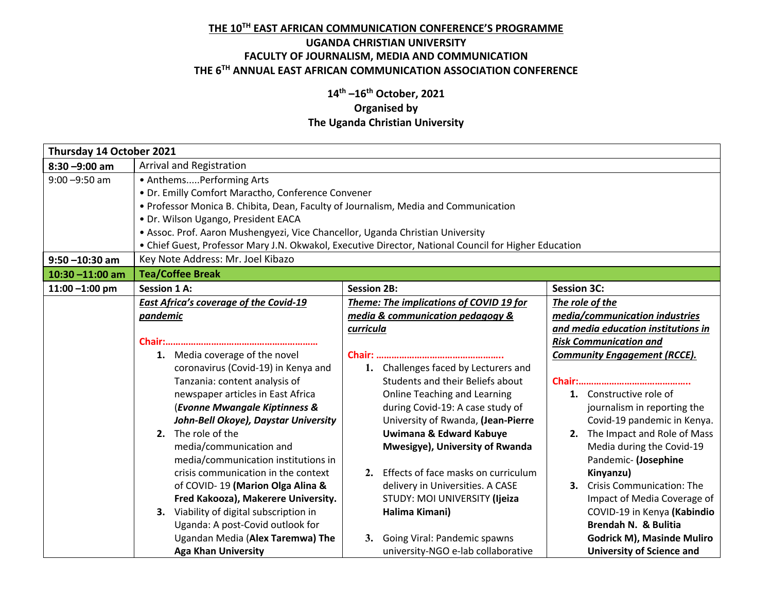**THE 10TH EAST AFRICAN COMMUNICATION CONFERENCE'S PROGRAMME**

**UGANDA CHRISTIAN UNIVERSITY**

**FACULTY OF JOURNALISM, MEDIA AND COMMUNICATION**

**THE 6TH ANNUAL EAST AFRICAN COMMUNICATION ASSOCIATION CONFERENCE**

**14th –16th October, 2021**

**Organised by**

**The Uganda Christian University**

| **Thursday 14 October 2021** | | | |
|---|---|---|---|
| **8:30 –9:00 am** | Arrival and Registration | | |
| 9:00 –9:50 am | • Anthems.....Performing Arts<br>• Dr. Emilly Comfort Maractho, Conference Convener<br>• Professor Monica B. Chibita, Dean, Faculty of Journalism, Media and Communication<br>• Dr. Wilson Ugango, President EACA<br>• Assoc. Prof. Aaron Mushengyezi, Vice Chancellor, Uganda Christian University<br>• Chief Guest, Professor Mary J.N. Okwakol, Executive Director, National Council for Higher Education | | |
| **9:50 –10:30 am** | Key Note Address: Mr. Joel Kibazo | | |
| **10:30 –11:00 am** | **Tea/Coffee Break** | | |
| **11:00 –1:00 pm** | **Session 1 A:** | **Session 2B:** | **Session 3C:** |
| | ***East Africa's coverage of the Covid-19 pandemic***<br><br>**Chair:……………………………………………………**<br>1. Media coverage of the novel coronavirus (Covid-19) in Kenya and Tanzania: content analysis of newspaper articles in East Africa (***Evonne Mwangale Kiptinness & John-Bell Okoye), Daystar University***<br>2. The role of the media/communication and media/communication institutions in crisis communication in the context of COVID- 19 **(Marion Olga Alina & Fred Kakooza), Makerere University.**<br>3. Viability of digital subscription in Uganda: A post-Covid outlook for Ugandan Media (**Alex Taremwa) The Aga Khan University** | ***Theme: The implications of COVID 19 for media & communication pedagogy & curricula***<br><br>**Chair: …………………………………………..**<br>1. Challenges faced by Lecturers and Students and their Beliefs about Online Teaching and Learning during Covid-19: A case study of University of Rwanda, **(Jean-Pierre Uwimana & Edward Kabuye Mwesigye), University of Rwanda**<br>2. Effects of face masks on curriculum delivery in Universities. A CASE STUDY: MOI UNIVERSITY **(Ijeiza Halima Kimani)**<br>3. Going Viral: Pandemic spawns university-NGO e-lab collaborative | ***The role of the media/communication industries and media education institutions in Risk Communication and Community Engagement (RCCE).***<br><br>**Chair:……………………………………..**<br>1. Constructive role of journalism in reporting the Covid-19 pandemic in Kenya.<br>2. The Impact and Role of Mass Media during the Covid-19 Pandemic- **(Josephine Kinyanzu)**<br>3. Crisis Communication: The Impact of Media Coverage of COVID-19 in Kenya **(Kabindio Brendah N. & Bulitia Godrick M), Masinde Muliro University of Science and** |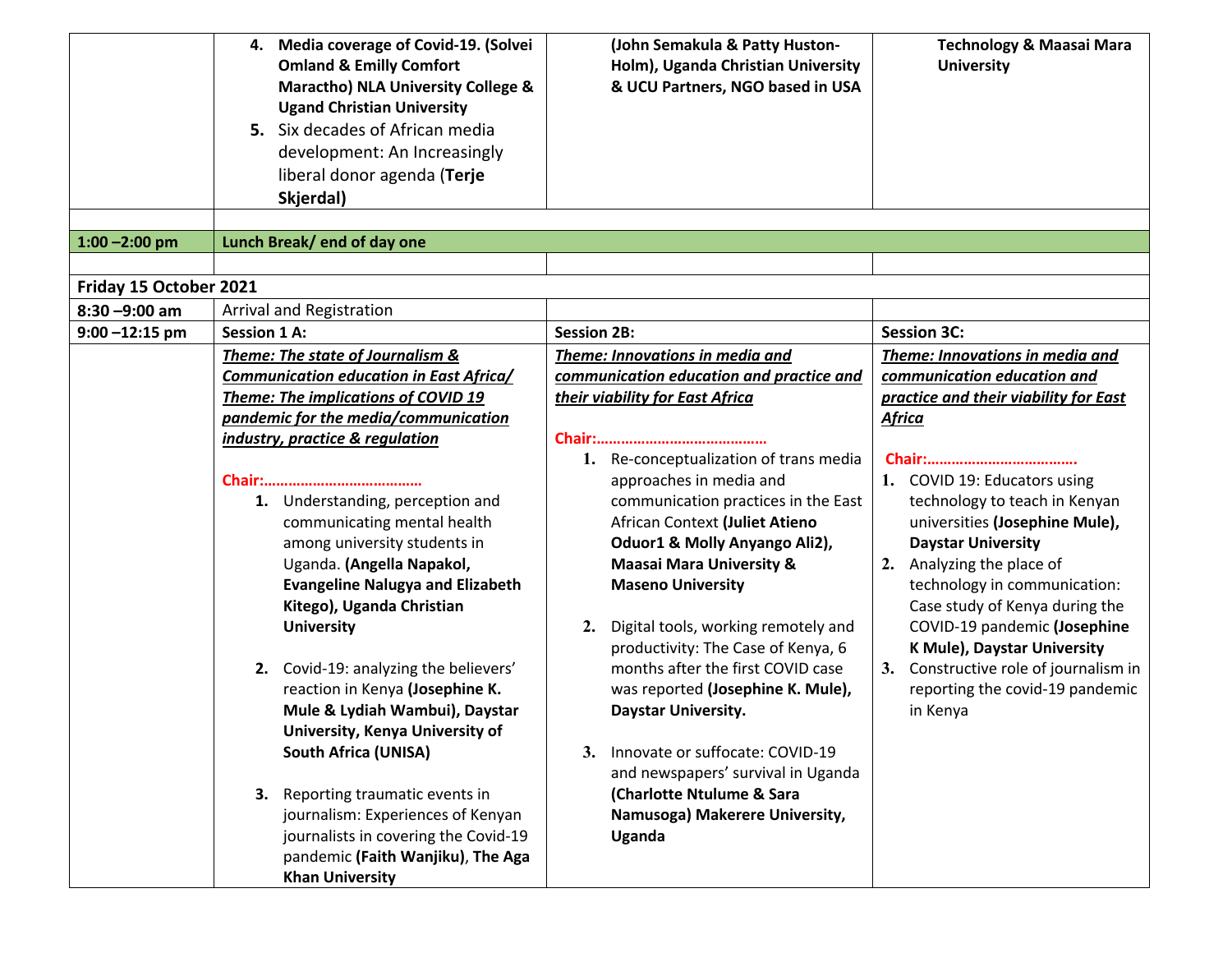| | | | |
|---|---|---|---|
| | 4. **Media coverage of Covid-19. (Solvei Omland & Emilly Comfort Maractho) NLA University College & Ugand Christian University**<br>5. Six decades of African media development: An Increasingly liberal donor agenda (**Terje Skjerdal)** | **(John Semakula & Patty Huston-Holm), Uganda Christian University & UCU Partners, NGO based in USA** | **Technology & Maasai Mara University** |
| | | | |
| **1:00 –2:00 pm** | **Lunch Break/ end of day one** | | |
| | | | |
| **Friday 15 October 2021** | | | |
| **8:30 –9:00 am** | Arrival and Registration | | |
| **9:00 –12:15 pm** | **Session 1 A:** | **Session 2B:** | **Session 3C:** |
| | ***Theme: The state of Journalism & Communication education in East Africa/ Theme: The implications of COVID 19 pandemic for the media/communication industry, practice & regulation***<br><br>**Chair:…………………………………**<br>1. Understanding, perception and communicating mental health among university students in Uganda. **(Angella Napakol, Evangeline Nalugya and Elizabeth Kitego), Uganda Christian University**<br>2. Covid-19: analyzing the believers' reaction in Kenya **(Josephine K. Mule & Lydiah Wambui), Daystar University, Kenya University of South Africa (UNISA)**<br>3. Reporting traumatic events in journalism: Experiences of Kenyan journalists in covering the Covid-19 pandemic **(Faith Wanjiku)**, **The Aga Khan University** | ***Theme: Innovations in media and communication education and practice and their viability for East Africa***<br><br>**Chair:……………………………………**<br>1. Re-conceptualization of trans media approaches in media and communication practices in the East African Context **(Juliet Atieno Oduor1 & Molly Anyango Ali2), Maasai Mara University & Maseno University**<br>2. Digital tools, working remotely and productivity: The Case of Kenya, 6 months after the first COVID case was reported **(Josephine K. Mule), Daystar University.**<br>3. Innovate or suffocate: COVID-19 and newspapers' survival in Uganda **(Charlotte Ntulume & Sara Namusoga) Makerere University, Uganda** | ***Theme: Innovations in media and communication education and practice and their viability for East Africa***<br><br>**Chair:……………………………….**<br>1. COVID 19: Educators using technology to teach in Kenyan universities **(Josephine Mule), Daystar University**<br>2. Analyzing the place of technology in communication: Case study of Kenya during the COVID-19 pandemic **(Josephine K Mule), Daystar University**<br>3. Constructive role of journalism in reporting the covid-19 pandemic in Kenya |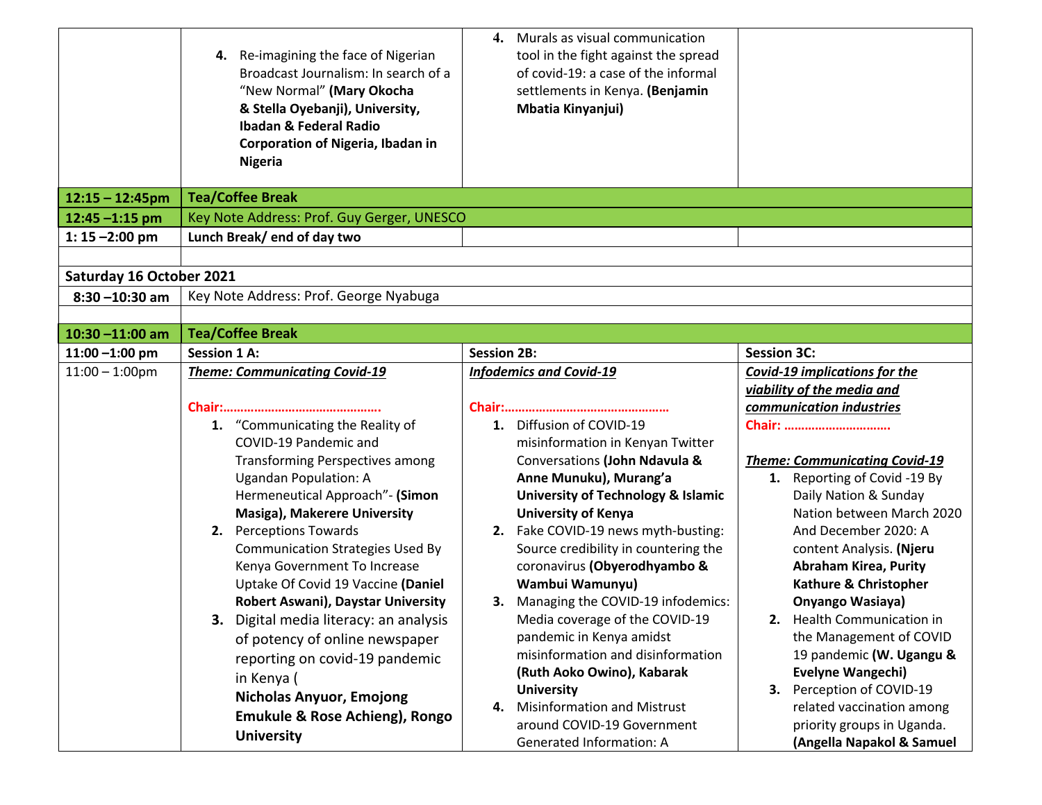| | | | |
|---|---|---|---|
| | **4.** Re-imagining the face of Nigerian Broadcast Journalism: In search of a "New Normal" **(Mary Okocha & Stella Oyebanji), University, Ibadan & Federal Radio Corporation of Nigeria, Ibadan in Nigeria** | **4.** Murals as visual communication tool in the fight against the spread of covid-19: a case of the informal settlements in Kenya. **(Benjamin Mbatia Kinyanjui)** | |
| **12:15 – 12:45pm** | **Tea/Coffee Break** | | |
| **12:45 –1:15 pm** | Key Note Address: Prof. Guy Gerger, UNESCO | | |
| **1: 15 –2:00 pm** | **Lunch Break/ end of day two** | | |
| | | | |
| **Saturday 16 October 2021** | | | |
| **8:30 –10:30 am** | Key Note Address: Prof. George Nyabuga | | |
| | | | |
| **10:30 –11:00 am** | **Tea/Coffee Break** | | |
| **11:00 –1:00 pm** | **Session 1 A:** | **Session 2B:** | **Session 3C:** |
| 11:00 – 1:00pm | ***Theme: Communicating Covid-19***<br><br>**Char:………………………………………**<br>**1.** "Communicating the Reality of COVID-19 Pandemic and Transforming Perspectives among Ugandan Population: A Hermeneutical Approach"- **(Simon Masiga), Makerere University**<br>**2.** Perceptions Towards Communication Strategies Used By Kenya Government To Increase Uptake Of Covid 19 Vaccine **(Daniel Robert Aswani), Daystar University**<br>**3.** Digital media literacy: an analysis of potency of online newspaper reporting on covid-19 pandemic in Kenya ( **Nicholas Anyuor, Emojong Emukule & Rose Achieng), Rongo University** | ***Infodemics and Covid-19***<br><br>**Chair:…………………………………………**<br>**1.** Diffusion of COVID-19 misinformation in Kenyan Twitter Conversations **(John Ndavula & Anne Munuku), Murang'a University of Technology & Islamic University of Kenya**<br>**2.** Fake COVID-19 news myth-busting: Source credibility in countering the coronavirus **(Obyerodhyambo & Wambui Wamunyu)**<br>**3.** Managing the COVID-19 infodemics: Media coverage of the COVID-19 pandemic in Kenya amidst misinformation and disinformation **(Ruth Aoko Owino), Kabarak University**<br>**4.** Misinformation and Mistrust around COVID-19 Government Generated Information: A | ***Covid-19 implications for the viability of the media and communication industries***<br>**Chair: …………………………**<br><br>***Theme: Communicating Covid-19***<br>**1.** Reporting of Covid -19 By Daily Nation & Sunday Nation between March 2020 And December 2020: A content Analysis. **(Njeru Abraham Kirea, Purity Kathure & Christopher Onyango Wasiaya)**<br>**2.** Health Communication in the Management of COVID 19 pandemic **(W. Ugangu & Evelyne Wangechi)**<br>**3.** Perception of COVID-19 related vaccination among priority groups in Uganda. **(Angella Napakol & Samuel** |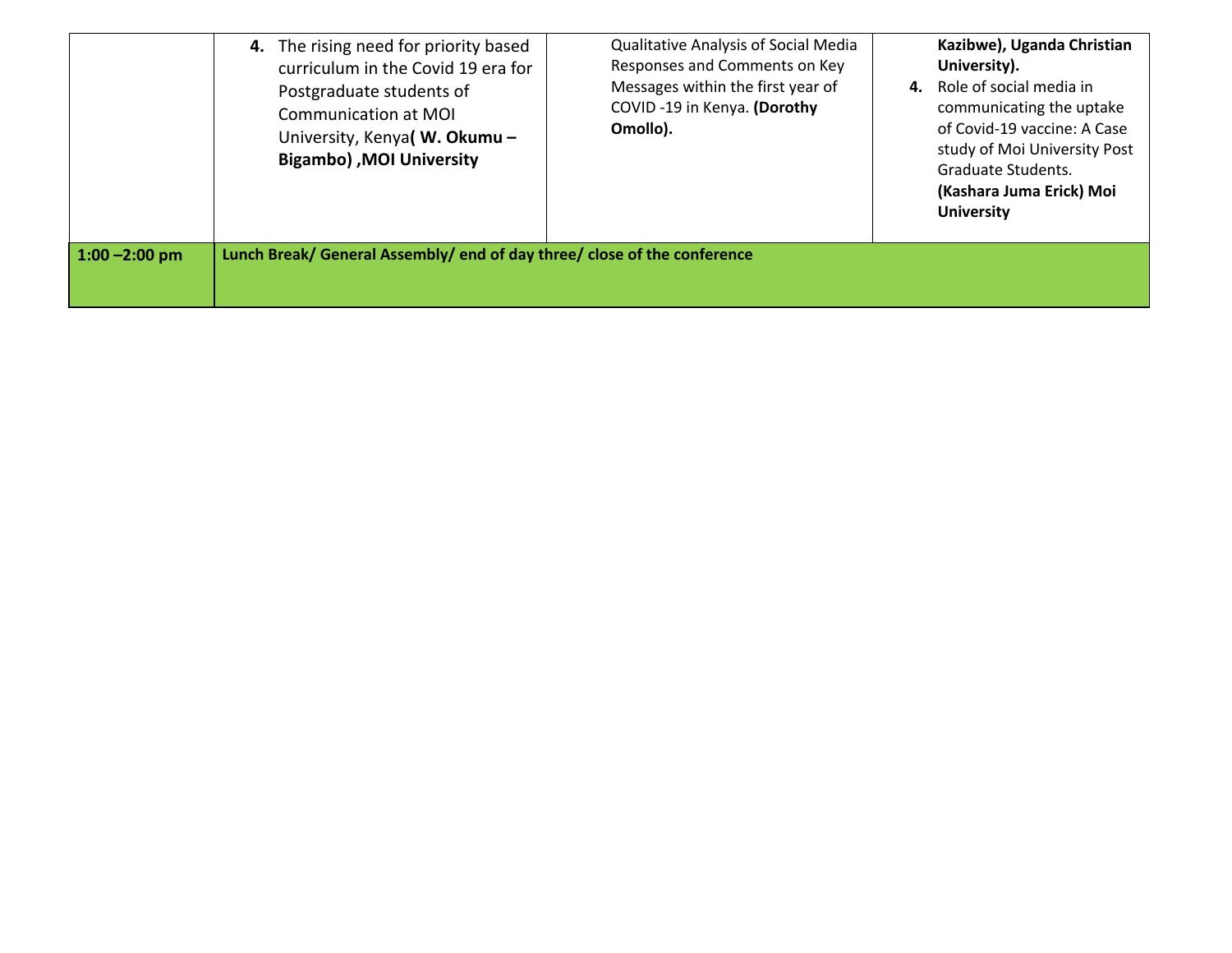| | | | |
|---|---|---|---|
| | 4. The rising need for priority based curriculum in the Covid 19 era for Postgraduate students of Communication at MOI University, Kenya**( W. Okumu – Bigambo) ,MOI University** | Qualitative Analysis of Social Media Responses and Comments on Key Messages within the first year of COVID -19 in Kenya. **(Dorothy Omollo).** | **Kazibwe), Uganda Christian University).**<br>4. Role of social media in communicating the uptake of Covid-19 vaccine: A Case study of Moi University Post Graduate Students. **(Kashara Juma Erick) Moi University** |
| **1:00 –2:00 pm** | **Lunch Break/ General Assembly/ end of day three/ close of the conference** | | |